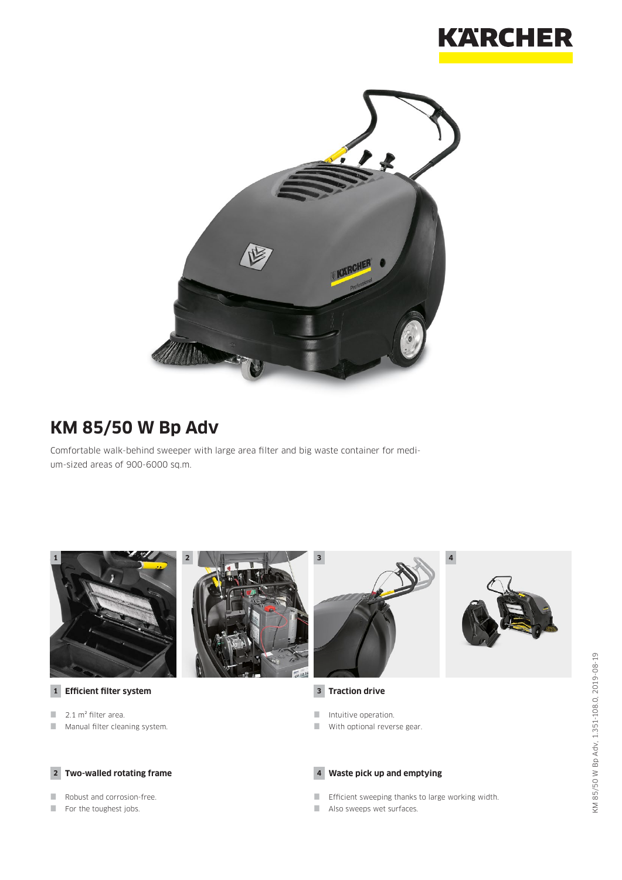# KM 85/50 W Bp Adv

Comfortable walk-behind sweeper with large area filter and big waste container for medium-sized areas of 900-6000 sq.m.

**1 Efficient filter system**

- 2.1 m² filter area.
- Manual filter cleaning system.

**2 Two-walled rotating frame**

- Robust and corrosion-free.
- For the toughest jobs.

**3 Traction drive**

- Intuitive operation.
- With optional reverse gear.

**4 Waste pick up and emptying**

- Efficient sweeping thanks to large working width.
- Also sweeps wet surfaces.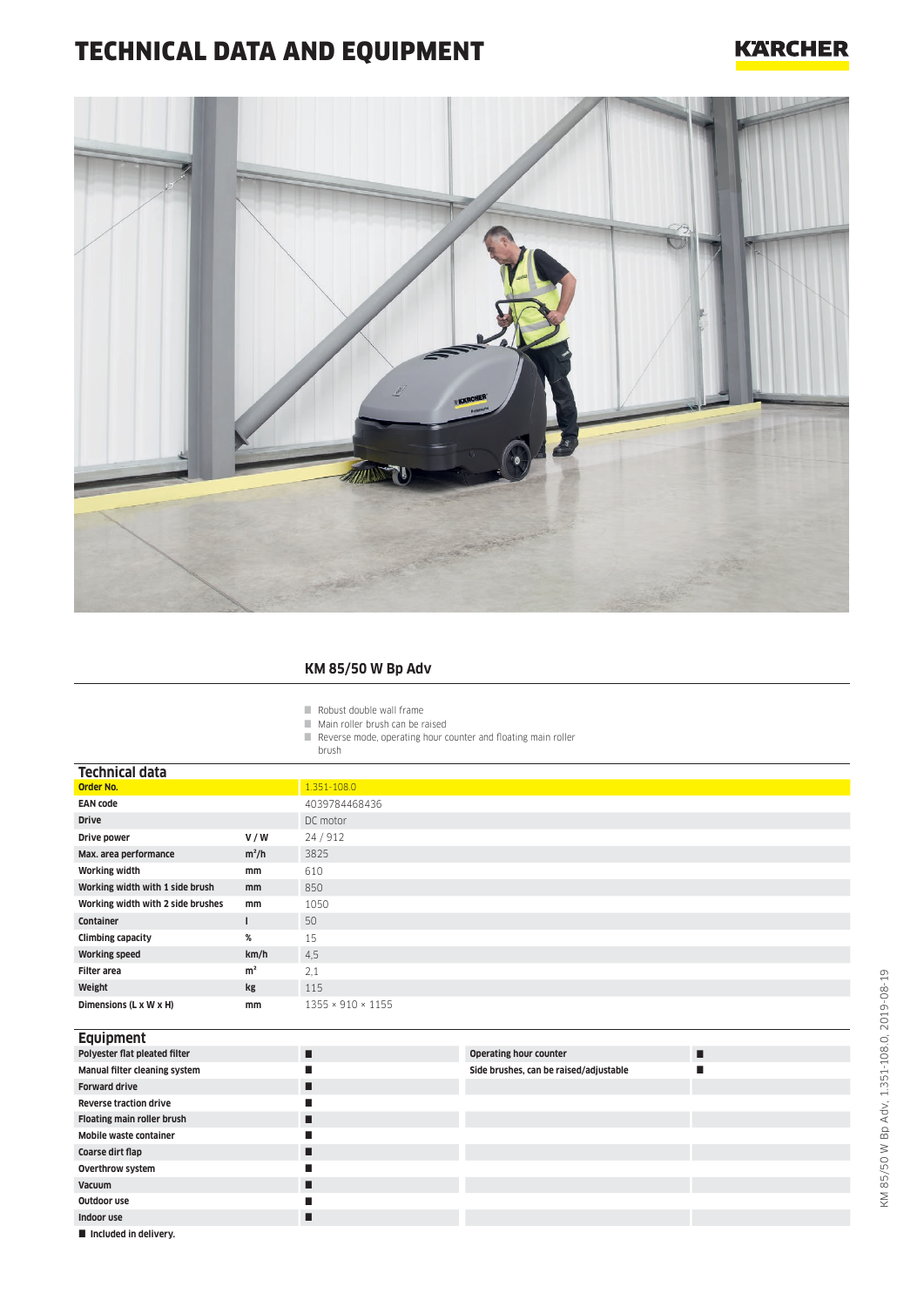# TECHNICAL DATA AND EQUIPMENT

KÄRCHER

## KM 85/50 W Bp Adv

- Robust double wall frame
- Main roller brush can be raised
- Reverse mode, operating hour counter and floating main roller brush

### Technical data

| | | |
|---|---|---|
| **Order No.** | | 1.351-108.0 |
| **EAN code** | | 4039784468436 |
| **Drive** | | DC motor |
| **Drive power** | **V / W** | 24 / 912 |
| **Max. area performance** | **m²/h** | 3825 |
| **Working width** | **mm** | 610 |
| **Working width with 1 side brush** | **mm** | 850 |
| **Working width with 2 side brushes** | **mm** | 1050 |
| **Container** | **l** | 50 |
| **Climbing capacity** | **%** | 15 |
| **Working speed** | **km/h** | 4,5 |
| **Filter area** | **m²** | 2,1 |
| **Weight** | **kg** | 115 |
| **Dimensions (L x W x H)** | **mm** | 1355 × 910 × 1155 |

### Equipment

| | | | |
|---|---|---|---|
| **Polyester flat pleated filter** | ■ | **Operating hour counter** | ■ |
| **Manual filter cleaning system** | ■ | **Side brushes, can be raised/adjustable** | ■ |
| **Forward drive** | ■ | | |
| **Reverse traction drive** | ■ | | |
| **Floating main roller brush** | ■ | | |
| **Mobile waste container** | ■ | | |
| **Coarse dirt flap** | ■ | | |
| **Overthrow system** | ■ | | |
| **Vacuum** | ■ | | |
| **Outdoor use** | ■ | | |
| **Indoor use** | ■ | | |

■ **Included in delivery.**

KM 85/50 W Bp Adv, 1.351-108.0, 2019-08-19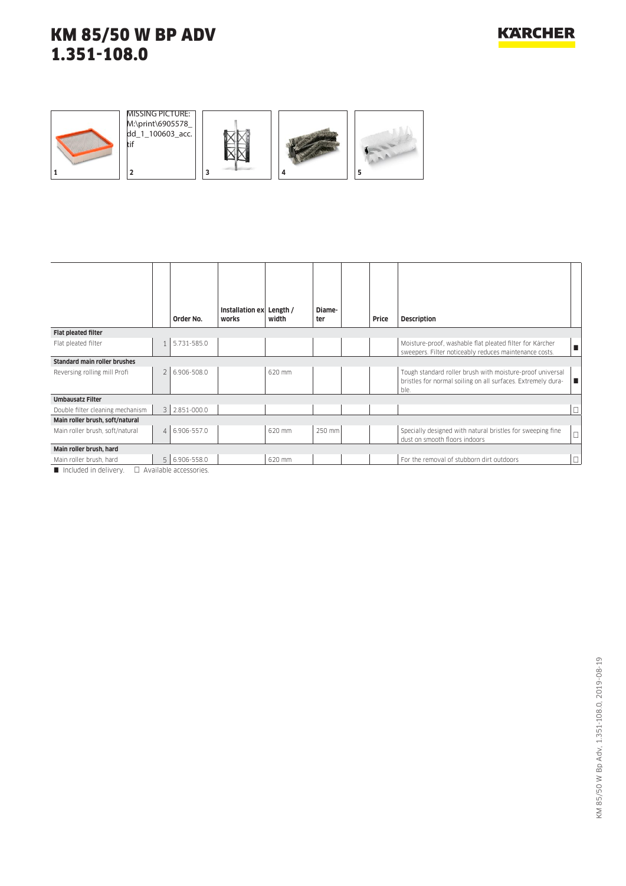# KM 85/50 W BP ADV
# 1.351-108.0

MISSING PICTURE: M:\print\6905578_dd_1_100603_acc.tif

1 2 3 4 5

| | | Order No. | Installation ex works | Length / width | Diameter | | Price | Description | |
|---|---|---|---|---|---|---|---|---|---|
| **Flat pleated filter** | | | | | | | | | |
| Flat pleated filter | 1 | 5.731-585.0 | | | | | | Moisture-proof, washable flat pleated filter for Kärcher sweepers. Filter noticeably reduces maintenance costs. | ■ |
| **Standard main roller brushes** | | | | | | | | | |
| Reversing rolling mill Profi | 2 | 6.906-508.0 | | 620 mm | | | | Tough standard roller brush with moisture-proof universal bristles for normal soiling on all surfaces. Extremely durable. | ■ |
| **Umbausatz Filter** | | | | | | | | | |
| Double filter cleaning mechanism | 3 | 2.851-000.0 | | | | | | | □ |
| **Main roller brush, soft/natural** | | | | | | | | | |
| Main roller brush, soft/natural | 4 | 6.906-557.0 | | 620 mm | 250 mm | | | Specially designed with natural bristles for sweeping fine dust on smooth floors indoors | □ |
| **Main roller brush, hard** | | | | | | | | | |
| Main roller brush, hard | 5 | 6.906-558.0 | | 620 mm | | | | For the removal of stubborn dirt outdoors | □ |

■ Included in delivery. □ Available accessories.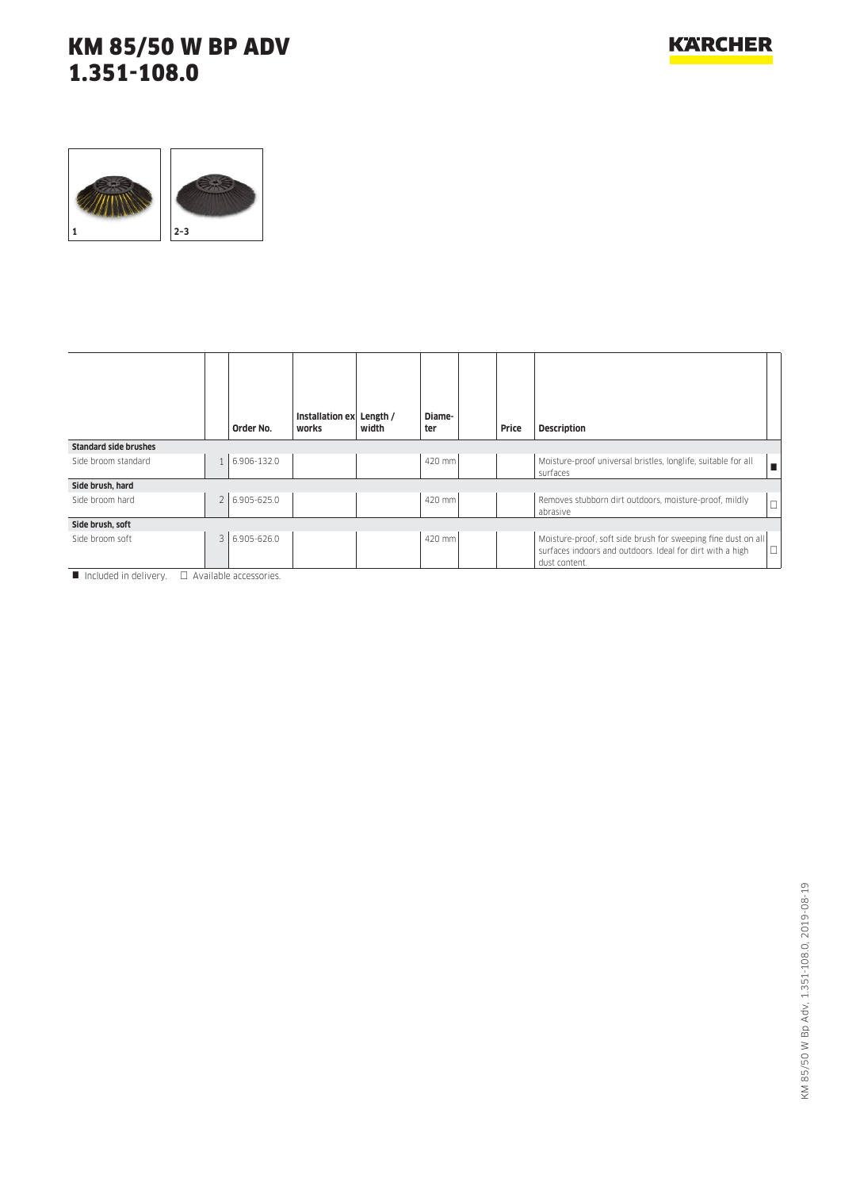# KM 85/50 W BP ADV
# 1.351-108.0

1 | 2–3

| | | Order No. | Installation ex works | Length / width | Diameter | | Price | Description | |
|---|---|---|---|---|---|---|---|---|---|
| **Standard side brushes** | | | | | | | | | |
| Side broom standard | 1 | 6.906-132.0 | | | 420 mm | | | Moisture-proof universal bristles, longlife, suitable for all surfaces | ■ |
| **Side brush, hard** | | | | | | | | | |
| Side broom hard | 2 | 6.905-625.0 | | | 420 mm | | | Removes stubborn dirt outdoors, moisture-proof, mildly abrasive | □ |
| **Side brush, soft** | | | | | | | | | |
| Side broom soft | 3 | 6.905-626.0 | | | 420 mm | | | Moisture-proof, soft side brush for sweeping fine dust on all surfaces indoors and outdoors. Ideal for dirt with a high dust content. | □ |

■ Included in delivery. □ Available accessories.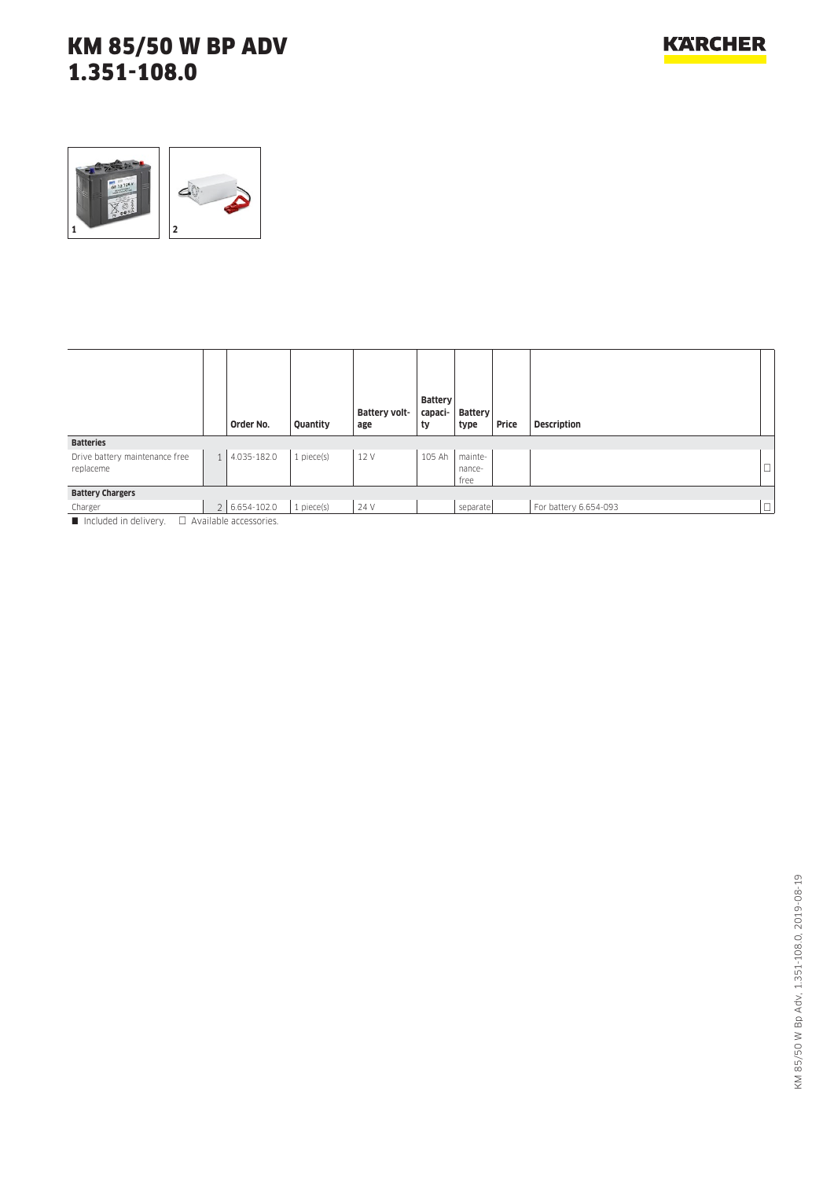# KM 85/50 W BP ADV
# 1.351-108.0

1 2

| | | Order No. | Quantity | Battery voltage | Battery capacity | Battery type | Price | Description | |
|---|---|---|---|---|---|---|---|---|---|
| **Batteries** | | | | | | | | | |
| Drive battery maintenance free replaceme | 1 | 4.035-182.0 | 1 piece(s) | 12 V | 105 Ah | maintenance-free | | | ☐ |
| **Battery Chargers** | | | | | | | | | |
| Charger | 2 | 6.654-102.0 | 1 piece(s) | 24 V | | separate | | For battery 6.654-093 | ☐ |

■ Included in delivery. ☐ Available accessories.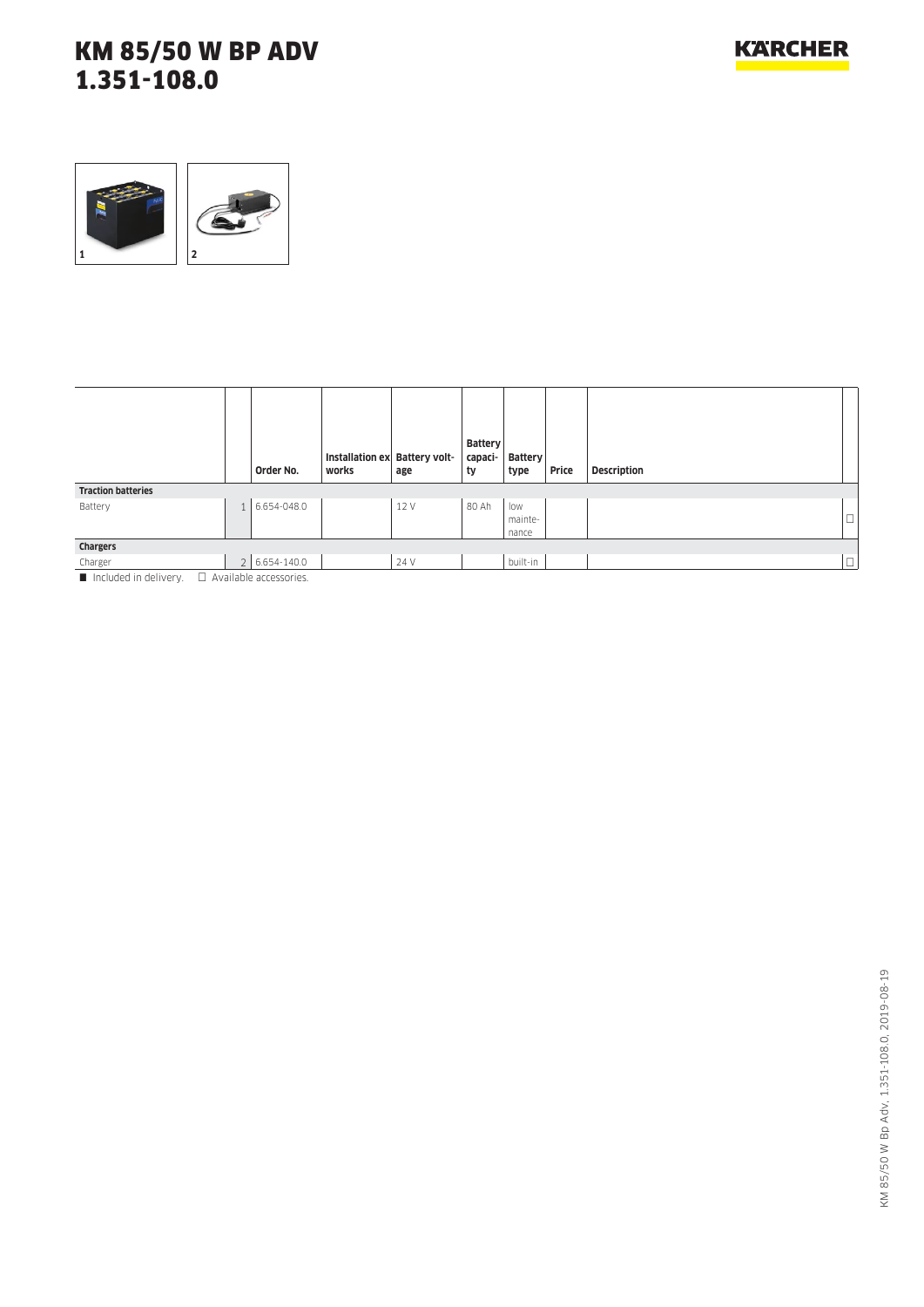# KM 85/50 W BP ADV
# 1.351-108.0

1 2

| | | Order No. | Installation ex works | Battery voltage | Battery capacity | Battery type | Price | Description | |
|---|---|---|---|---|---|---|---|---|---|
| **Traction batteries** | | | | | | | | | |
| Battery | 1 | 6.654-048.0 | | 12 V | 80 Ah | low maintenance | | | □ |
| **Chargers** | | | | | | | | | |
| Charger | 2 | 6.654-140.0 | | 24 V | | built-in | | | □ |

■ Included in delivery. □ Available accessories.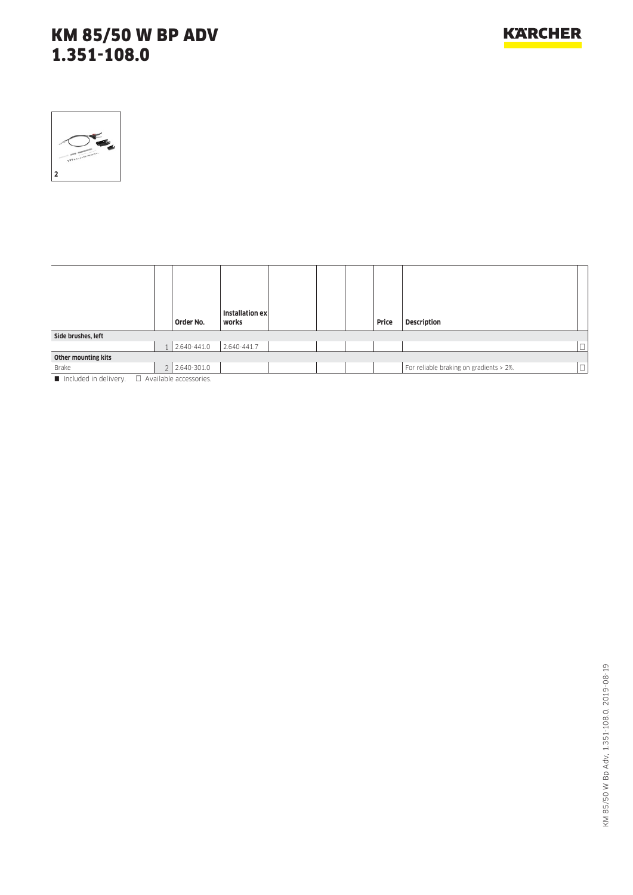# KM 85/50 W BP ADV
# 1.351-108.0

2

| | | Order No. | Installation ex works | | | | Price | Description | |
|---|---|---|---|---|---|---|---|---|---|
| **Side brushes, left** | | | | | | | | | |
| | 1 | 2.640-441.0 | 2.640-441.7 | | | | | | □ |
| **Other mounting kits** | | | | | | | | | |
| Brake | 2 | 2.640-301.0 | | | | | | For reliable braking on gradients > 2%. | □ |

■ Included in delivery. □ Available accessories.

KM 85/50 W Bp Adv, 1.351-108.0, 2019-08-19